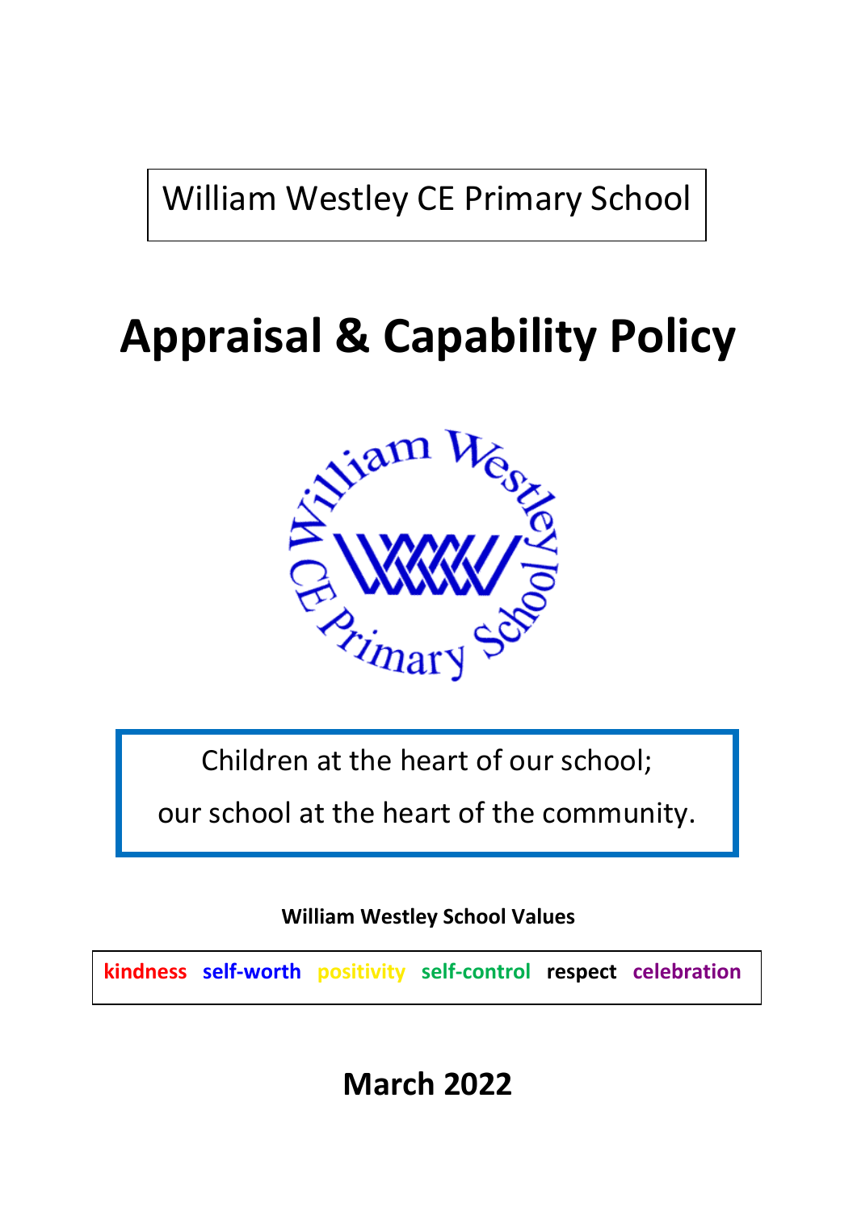William Westley CE Primary School

# Appraisal & Capability Policy

Children at the heart of our school;

our school at the heart of the community.

**William Westley School Values**

**kindness self-worth positivity self-control respect celebration**

## March 2022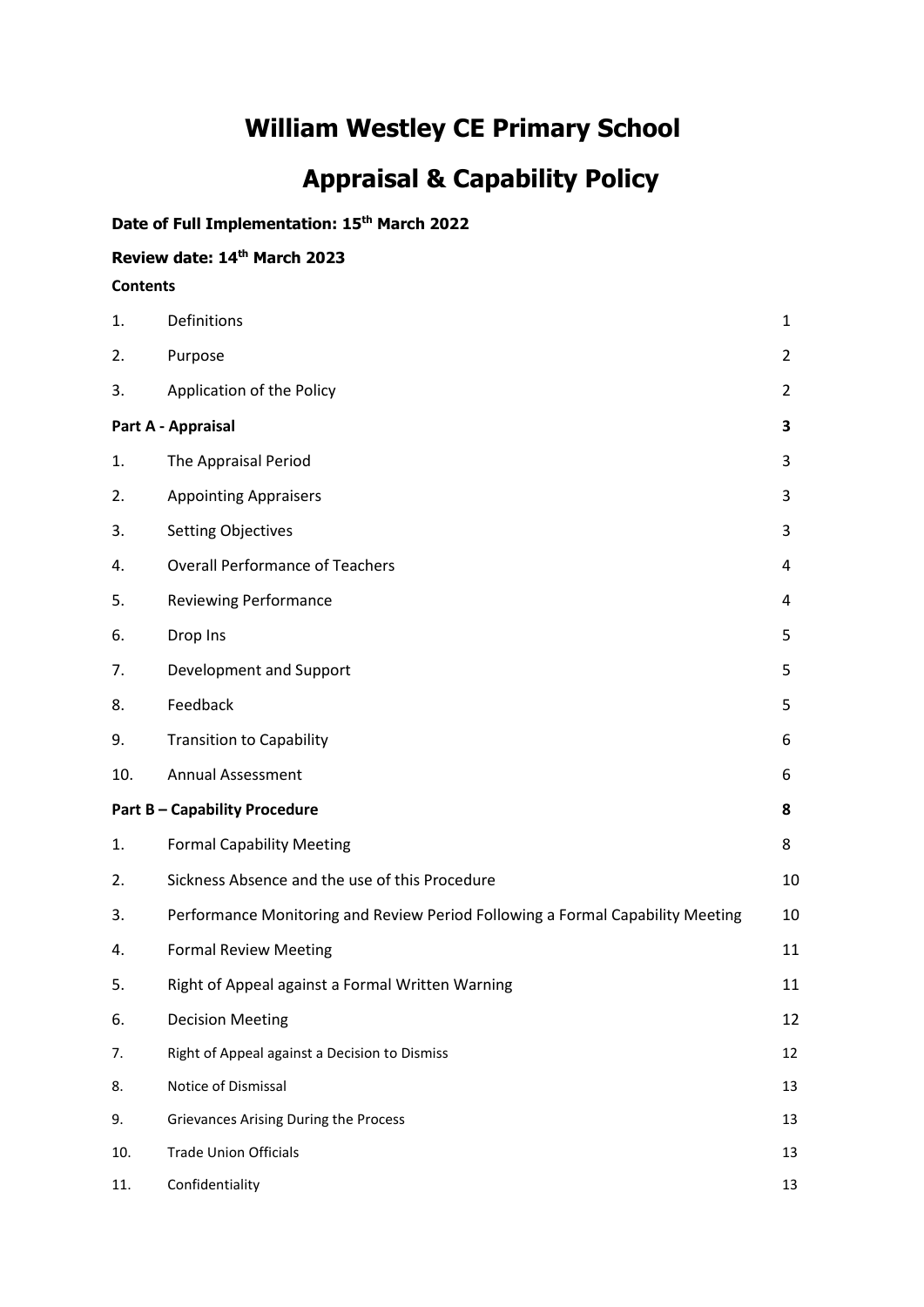# William Westley CE Primary School

# Appraisal & Capability Policy

**Date of Full Implementation: 15th March 2022**

**Review date: 14th March 2023**

**Contents**

| | | |
|---|---|---|
| 1. | Definitions | 1 |
| 2. | Purpose | 2 |
| 3. | Application of the Policy | 2 |
| **Part A - Appraisal** | | **3** |
| 1. | The Appraisal Period | 3 |
| 2. | Appointing Appraisers | 3 |
| 3. | Setting Objectives | 3 |
| 4. | Overall Performance of Teachers | 4 |
| 5. | Reviewing Performance | 4 |
| 6. | Drop Ins | 5 |
| 7. | Development and Support | 5 |
| 8. | Feedback | 5 |
| 9. | Transition to Capability | 6 |
| 10. | Annual Assessment | 6 |
| **Part B – Capability Procedure** | | **8** |
| 1. | Formal Capability Meeting | 8 |
| 2. | Sickness Absence and the use of this Procedure | 10 |
| 3. | Performance Monitoring and Review Period Following a Formal Capability Meeting | 10 |
| 4. | Formal Review Meeting | 11 |
| 5. | Right of Appeal against a Formal Written Warning | 11 |
| 6. | Decision Meeting | 12 |
| 7. | Right of Appeal against a Decision to Dismiss | 12 |
| 8. | Notice of Dismissal | 13 |
| 9. | Grievances Arising During the Process | 13 |
| 10. | Trade Union Officials | 13 |
| 11. | Confidentiality | 13 |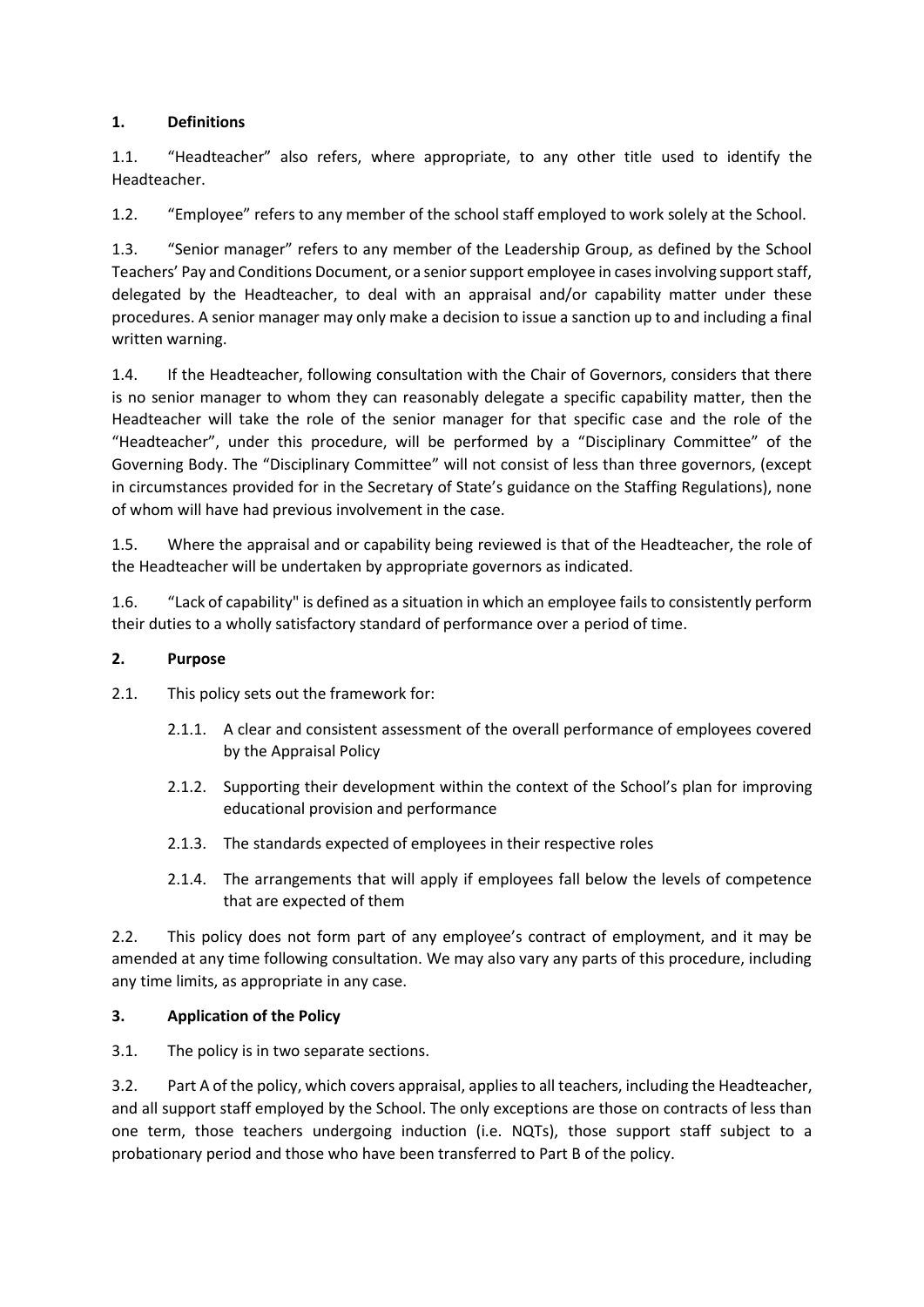## 1. Definitions

1.1. "Headteacher" also refers, where appropriate, to any other title used to identify the Headteacher.

1.2. "Employee" refers to any member of the school staff employed to work solely at the School.

1.3. "Senior manager" refers to any member of the Leadership Group, as defined by the School Teachers' Pay and Conditions Document, or a senior support employee in cases involving support staff, delegated by the Headteacher, to deal with an appraisal and/or capability matter under these procedures. A senior manager may only make a decision to issue a sanction up to and including a final written warning.

1.4. If the Headteacher, following consultation with the Chair of Governors, considers that there is no senior manager to whom they can reasonably delegate a specific capability matter, then the Headteacher will take the role of the senior manager for that specific case and the role of the "Headteacher", under this procedure, will be performed by a "Disciplinary Committee" of the Governing Body. The "Disciplinary Committee" will not consist of less than three governors, (except in circumstances provided for in the Secretary of State's guidance on the Staffing Regulations), none of whom will have had previous involvement in the case.

1.5. Where the appraisal and or capability being reviewed is that of the Headteacher, the role of the Headteacher will be undertaken by appropriate governors as indicated.

1.6. "Lack of capability" is defined as a situation in which an employee fails to consistently perform their duties to a wholly satisfactory standard of performance over a period of time.

## 2. Purpose

2.1. This policy sets out the framework for:

- 2.1.1. A clear and consistent assessment of the overall performance of employees covered by the Appraisal Policy
- 2.1.2. Supporting their development within the context of the School's plan for improving educational provision and performance
- 2.1.3. The standards expected of employees in their respective roles
- 2.1.4. The arrangements that will apply if employees fall below the levels of competence that are expected of them

2.2. This policy does not form part of any employee's contract of employment, and it may be amended at any time following consultation. We may also vary any parts of this procedure, including any time limits, as appropriate in any case.

## 3. Application of the Policy

3.1. The policy is in two separate sections.

3.2. Part A of the policy, which covers appraisal, applies to all teachers, including the Headteacher, and all support staff employed by the School. The only exceptions are those on contracts of less than one term, those teachers undergoing induction (i.e. NQTs), those support staff subject to a probationary period and those who have been transferred to Part B of the policy.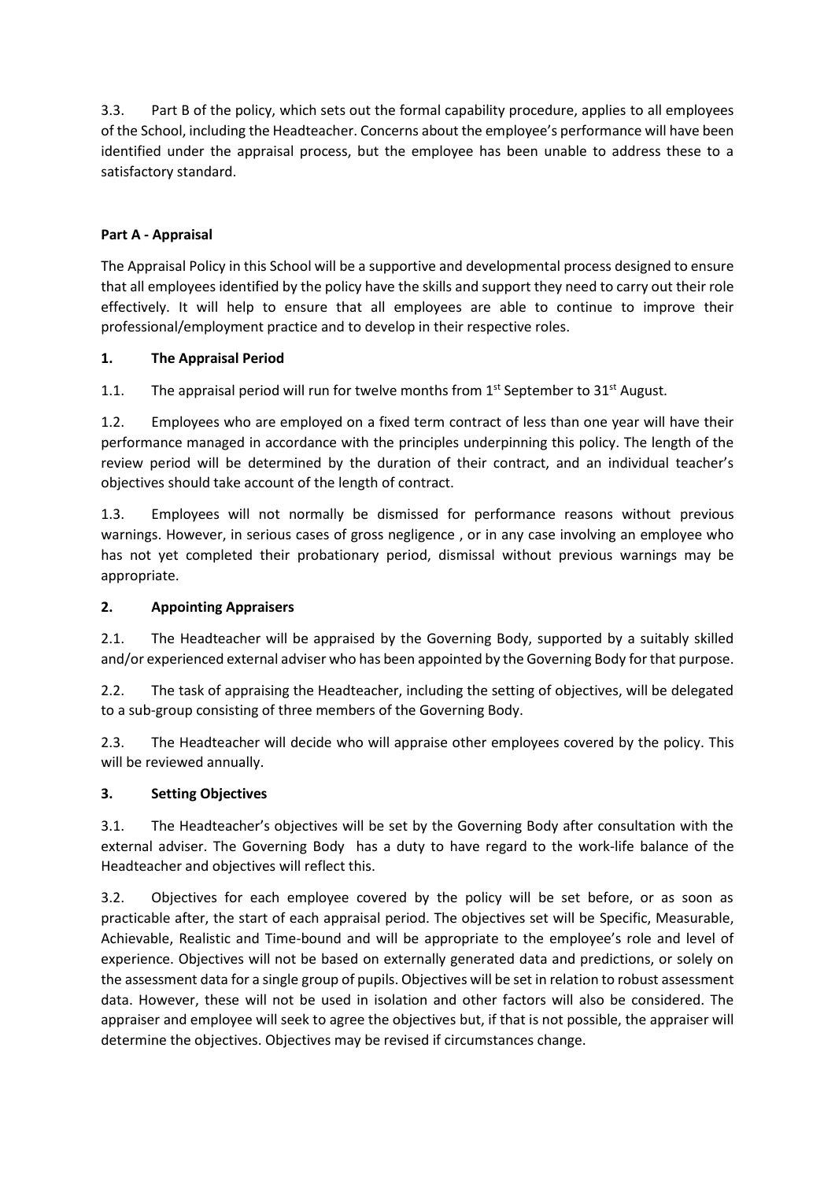3.3. Part B of the policy, which sets out the formal capability procedure, applies to all employees of the School, including the Headteacher. Concerns about the employee's performance will have been identified under the appraisal process, but the employee has been unable to address these to a satisfactory standard.

## Part A - Appraisal

The Appraisal Policy in this School will be a supportive and developmental process designed to ensure that all employees identified by the policy have the skills and support they need to carry out their role effectively. It will help to ensure that all employees are able to continue to improve their professional/employment practice and to develop in their respective roles.

### 1. The Appraisal Period

1.1. The appraisal period will run for twelve months from 1st September to 31st August.

1.2. Employees who are employed on a fixed term contract of less than one year will have their performance managed in accordance with the principles underpinning this policy. The length of the review period will be determined by the duration of their contract, and an individual teacher's objectives should take account of the length of contract.

1.3. Employees will not normally be dismissed for performance reasons without previous warnings. However, in serious cases of gross negligence , or in any case involving an employee who has not yet completed their probationary period, dismissal without previous warnings may be appropriate.

### 2. Appointing Appraisers

2.1. The Headteacher will be appraised by the Governing Body, supported by a suitably skilled and/or experienced external adviser who has been appointed by the Governing Body for that purpose.

2.2. The task of appraising the Headteacher, including the setting of objectives, will be delegated to a sub-group consisting of three members of the Governing Body.

2.3. The Headteacher will decide who will appraise other employees covered by the policy. This will be reviewed annually.

### 3. Setting Objectives

3.1. The Headteacher's objectives will be set by the Governing Body after consultation with the external adviser. The Governing Body has a duty to have regard to the work-life balance of the Headteacher and objectives will reflect this.

3.2. Objectives for each employee covered by the policy will be set before, or as soon as practicable after, the start of each appraisal period. The objectives set will be Specific, Measurable, Achievable, Realistic and Time-bound and will be appropriate to the employee's role and level of experience. Objectives will not be based on externally generated data and predictions, or solely on the assessment data for a single group of pupils. Objectives will be set in relation to robust assessment data. However, these will not be used in isolation and other factors will also be considered. The appraiser and employee will seek to agree the objectives but, if that is not possible, the appraiser will determine the objectives. Objectives may be revised if circumstances change.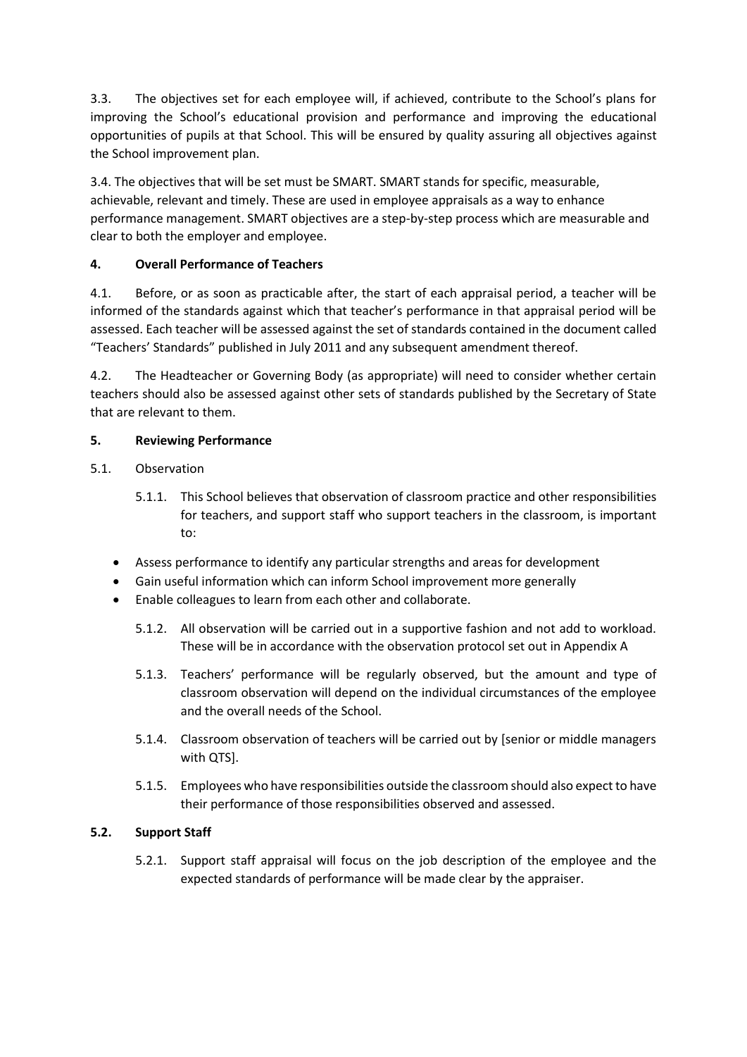3.3. The objectives set for each employee will, if achieved, contribute to the School's plans for improving the School's educational provision and performance and improving the educational opportunities of pupils at that School. This will be ensured by quality assuring all objectives against the School improvement plan.

3.4. The objectives that will be set must be SMART. SMART stands for specific, measurable, achievable, relevant and timely. These are used in employee appraisals as a way to enhance performance management. SMART objectives are a step-by-step process which are measurable and clear to both the employer and employee.

## 4. Overall Performance of Teachers

4.1. Before, or as soon as practicable after, the start of each appraisal period, a teacher will be informed of the standards against which that teacher's performance in that appraisal period will be assessed. Each teacher will be assessed against the set of standards contained in the document called "Teachers' Standards" published in July 2011 and any subsequent amendment thereof.

4.2. The Headteacher or Governing Body (as appropriate) will need to consider whether certain teachers should also be assessed against other sets of standards published by the Secretary of State that are relevant to them.

## 5. Reviewing Performance

5.1. Observation

5.1.1. This School believes that observation of classroom practice and other responsibilities for teachers, and support staff who support teachers in the classroom, is important to:

- Assess performance to identify any particular strengths and areas for development
- Gain useful information which can inform School improvement more generally
- Enable colleagues to learn from each other and collaborate.

5.1.2. All observation will be carried out in a supportive fashion and not add to workload. These will be in accordance with the observation protocol set out in Appendix A

5.1.3. Teachers' performance will be regularly observed, but the amount and type of classroom observation will depend on the individual circumstances of the employee and the overall needs of the School.

5.1.4. Classroom observation of teachers will be carried out by [senior or middle managers with QTS].

5.1.5. Employees who have responsibilities outside the classroom should also expect to have their performance of those responsibilities observed and assessed.

### 5.2. Support Staff

5.2.1. Support staff appraisal will focus on the job description of the employee and the expected standards of performance will be made clear by the appraiser.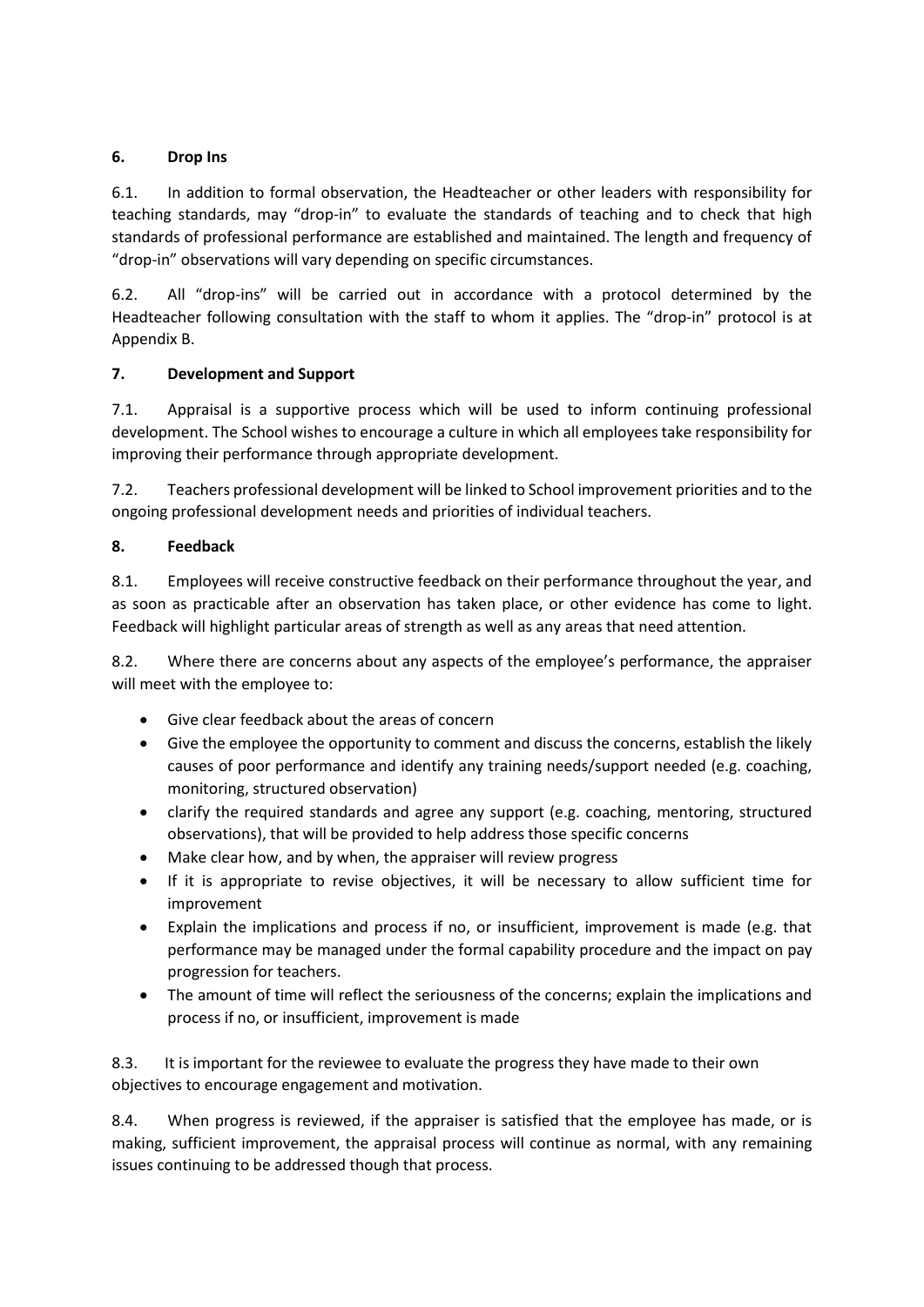## 6. Drop Ins

6.1. In addition to formal observation, the Headteacher or other leaders with responsibility for teaching standards, may "drop-in" to evaluate the standards of teaching and to check that high standards of professional performance are established and maintained. The length and frequency of "drop-in" observations will vary depending on specific circumstances.

6.2. All "drop-ins" will be carried out in accordance with a protocol determined by the Headteacher following consultation with the staff to whom it applies. The "drop-in" protocol is at Appendix B.

## 7. Development and Support

7.1. Appraisal is a supportive process which will be used to inform continuing professional development. The School wishes to encourage a culture in which all employees take responsibility for improving their performance through appropriate development.

7.2. Teachers professional development will be linked to School improvement priorities and to the ongoing professional development needs and priorities of individual teachers.

## 8. Feedback

8.1. Employees will receive constructive feedback on their performance throughout the year, and as soon as practicable after an observation has taken place, or other evidence has come to light. Feedback will highlight particular areas of strength as well as any areas that need attention.

8.2. Where there are concerns about any aspects of the employee's performance, the appraiser will meet with the employee to:

- Give clear feedback about the areas of concern
- Give the employee the opportunity to comment and discuss the concerns, establish the likely causes of poor performance and identify any training needs/support needed (e.g. coaching, monitoring, structured observation)
- clarify the required standards and agree any support (e.g. coaching, mentoring, structured observations), that will be provided to help address those specific concerns
- Make clear how, and by when, the appraiser will review progress
- If it is appropriate to revise objectives, it will be necessary to allow sufficient time for improvement
- Explain the implications and process if no, or insufficient, improvement is made (e.g. that performance may be managed under the formal capability procedure and the impact on pay progression for teachers.
- The amount of time will reflect the seriousness of the concerns; explain the implications and process if no, or insufficient, improvement is made

8.3. It is important for the reviewee to evaluate the progress they have made to their own objectives to encourage engagement and motivation.

8.4. When progress is reviewed, if the appraiser is satisfied that the employee has made, or is making, sufficient improvement, the appraisal process will continue as normal, with any remaining issues continuing to be addressed though that process.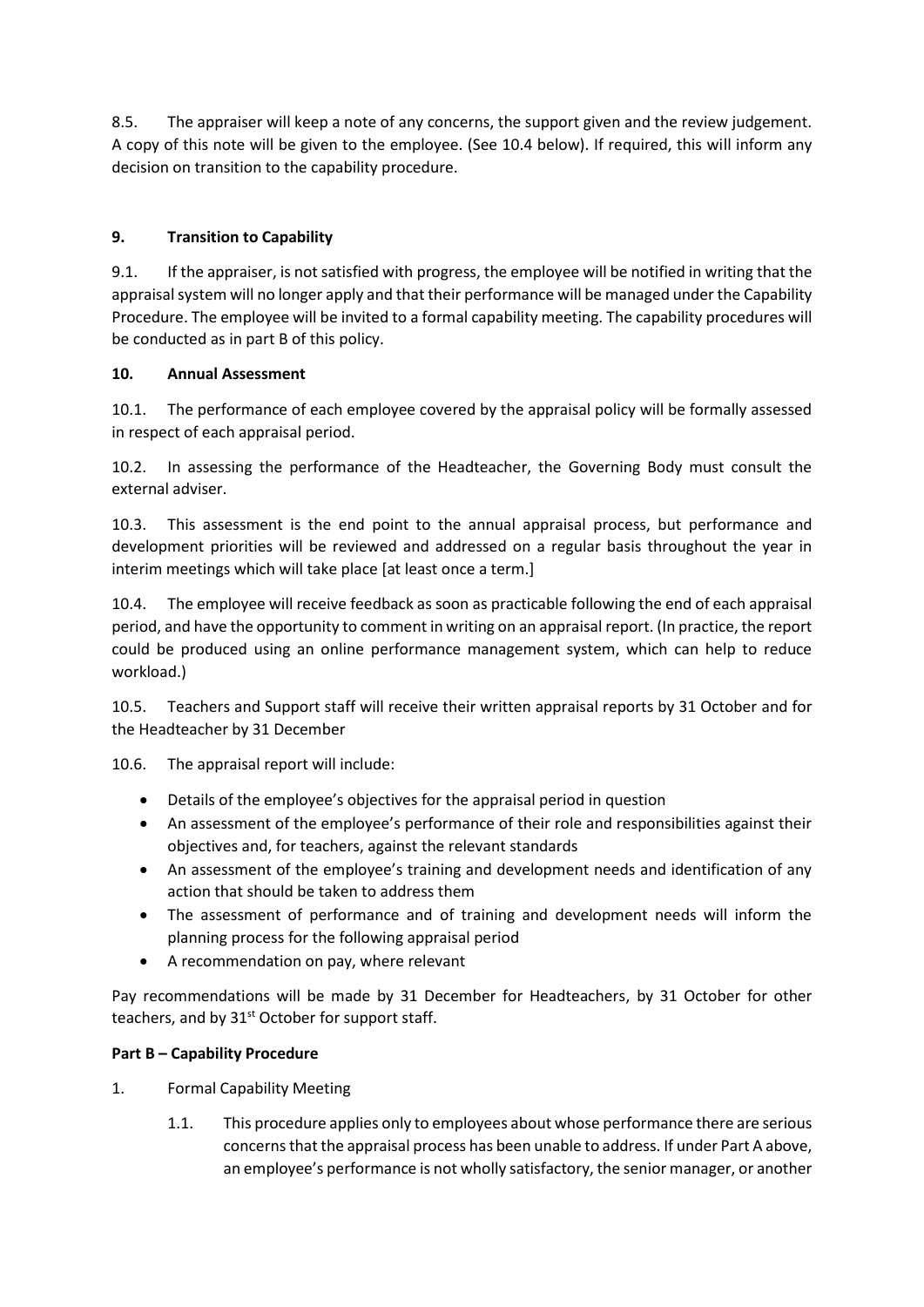8.5. The appraiser will keep a note of any concerns, the support given and the review judgement. A copy of this note will be given to the employee. (See 10.4 below). If required, this will inform any decision on transition to the capability procedure.

### 9. Transition to Capability

9.1. If the appraiser, is not satisfied with progress, the employee will be notified in writing that the appraisal system will no longer apply and that their performance will be managed under the Capability Procedure. The employee will be invited to a formal capability meeting. The capability procedures will be conducted as in part B of this policy.

### 10. Annual Assessment

10.1. The performance of each employee covered by the appraisal policy will be formally assessed in respect of each appraisal period.

10.2. In assessing the performance of the Headteacher, the Governing Body must consult the external adviser.

10.3. This assessment is the end point to the annual appraisal process, but performance and development priorities will be reviewed and addressed on a regular basis throughout the year in interim meetings which will take place [at least once a term.]

10.4. The employee will receive feedback as soon as practicable following the end of each appraisal period, and have the opportunity to comment in writing on an appraisal report. (In practice, the report could be produced using an online performance management system, which can help to reduce workload.)

10.5. Teachers and Support staff will receive their written appraisal reports by 31 October and for the Headteacher by 31 December

10.6. The appraisal report will include:

- Details of the employee's objectives for the appraisal period in question
- An assessment of the employee's performance of their role and responsibilities against their objectives and, for teachers, against the relevant standards
- An assessment of the employee's training and development needs and identification of any action that should be taken to address them
- The assessment of performance and of training and development needs will inform the planning process for the following appraisal period
- A recommendation on pay, where relevant

Pay recommendations will be made by 31 December for Headteachers, by 31 October for other teachers, and by 31st October for support staff.

### Part B – Capability Procedure

1. Formal Capability Meeting

   1.1. This procedure applies only to employees about whose performance there are serious concerns that the appraisal process has been unable to address. If under Part A above, an employee's performance is not wholly satisfactory, the senior manager, or another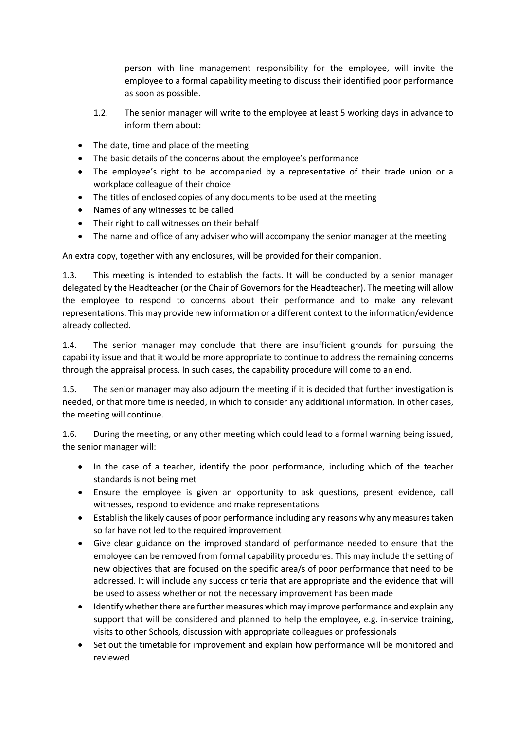person with line management responsibility for the employee, will invite the employee to a formal capability meeting to discuss their identified poor performance as soon as possible.

1.2. The senior manager will write to the employee at least 5 working days in advance to inform them about:

- The date, time and place of the meeting
- The basic details of the concerns about the employee's performance
- The employee's right to be accompanied by a representative of their trade union or a workplace colleague of their choice
- The titles of enclosed copies of any documents to be used at the meeting
- Names of any witnesses to be called
- Their right to call witnesses on their behalf
- The name and office of any adviser who will accompany the senior manager at the meeting

An extra copy, together with any enclosures, will be provided for their companion.

1.3. This meeting is intended to establish the facts. It will be conducted by a senior manager delegated by the Headteacher (or the Chair of Governors for the Headteacher). The meeting will allow the employee to respond to concerns about their performance and to make any relevant representations. This may provide new information or a different context to the information/evidence already collected.

1.4. The senior manager may conclude that there are insufficient grounds for pursuing the capability issue and that it would be more appropriate to continue to address the remaining concerns through the appraisal process. In such cases, the capability procedure will come to an end.

1.5. The senior manager may also adjourn the meeting if it is decided that further investigation is needed, or that more time is needed, in which to consider any additional information. In other cases, the meeting will continue.

1.6. During the meeting, or any other meeting which could lead to a formal warning being issued, the senior manager will:

- In the case of a teacher, identify the poor performance, including which of the teacher standards is not being met
- Ensure the employee is given an opportunity to ask questions, present evidence, call witnesses, respond to evidence and make representations
- Establish the likely causes of poor performance including any reasons why any measures taken so far have not led to the required improvement
- Give clear guidance on the improved standard of performance needed to ensure that the employee can be removed from formal capability procedures. This may include the setting of new objectives that are focused on the specific area/s of poor performance that need to be addressed. It will include any success criteria that are appropriate and the evidence that will be used to assess whether or not the necessary improvement has been made
- Identify whether there are further measures which may improve performance and explain any support that will be considered and planned to help the employee, e.g. in-service training, visits to other Schools, discussion with appropriate colleagues or professionals
- Set out the timetable for improvement and explain how performance will be monitored and reviewed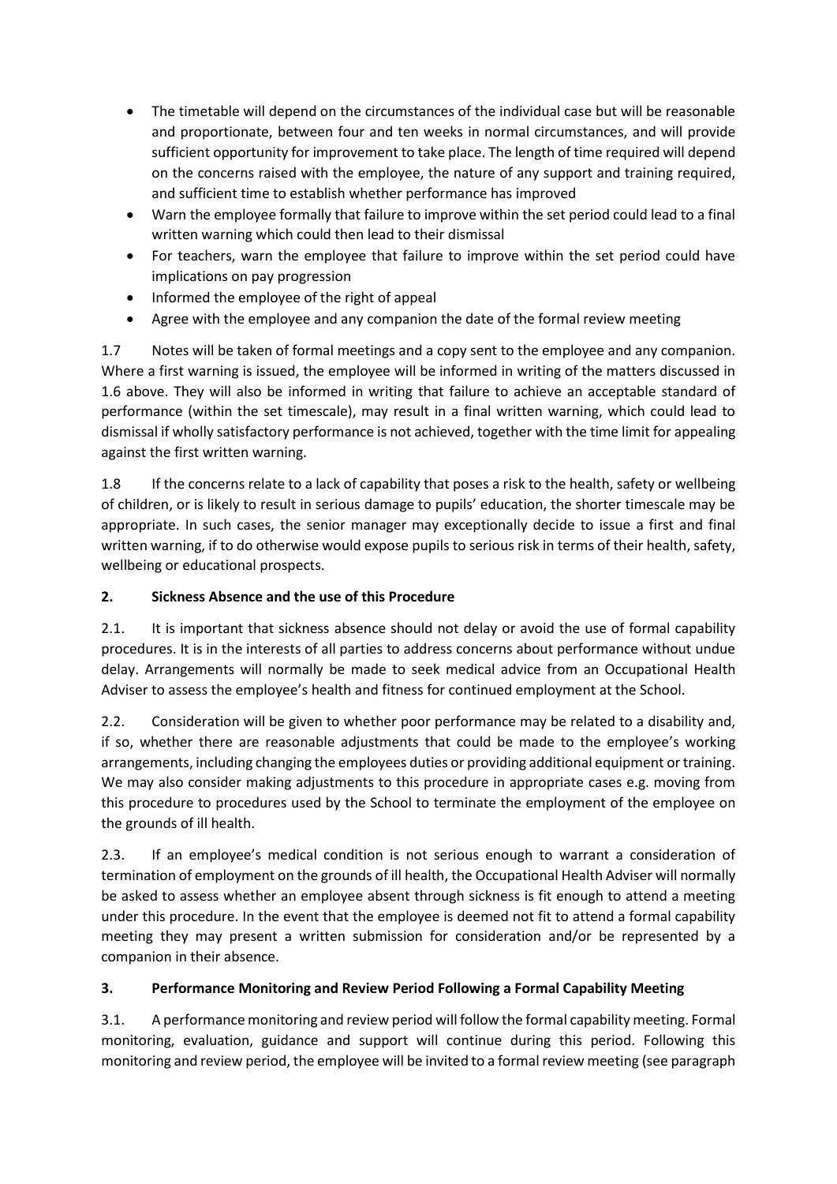- The timetable will depend on the circumstances of the individual case but will be reasonable and proportionate, between four and ten weeks in normal circumstances, and will provide sufficient opportunity for improvement to take place. The length of time required will depend on the concerns raised with the employee, the nature of any support and training required, and sufficient time to establish whether performance has improved
- Warn the employee formally that failure to improve within the set period could lead to a final written warning which could then lead to their dismissal
- For teachers, warn the employee that failure to improve within the set period could have implications on pay progression
- Informed the employee of the right of appeal
- Agree with the employee and any companion the date of the formal review meeting

1.7 Notes will be taken of formal meetings and a copy sent to the employee and any companion. Where a first warning is issued, the employee will be informed in writing of the matters discussed in 1.6 above. They will also be informed in writing that failure to achieve an acceptable standard of performance (within the set timescale), may result in a final written warning, which could lead to dismissal if wholly satisfactory performance is not achieved, together with the time limit for appealing against the first written warning.

1.8 If the concerns relate to a lack of capability that poses a risk to the health, safety or wellbeing of children, or is likely to result in serious damage to pupils' education, the shorter timescale may be appropriate. In such cases, the senior manager may exceptionally decide to issue a first and final written warning, if to do otherwise would expose pupils to serious risk in terms of their health, safety, wellbeing or educational prospects.

## 2. Sickness Absence and the use of this Procedure

2.1. It is important that sickness absence should not delay or avoid the use of formal capability procedures. It is in the interests of all parties to address concerns about performance without undue delay. Arrangements will normally be made to seek medical advice from an Occupational Health Adviser to assess the employee's health and fitness for continued employment at the School.

2.2. Consideration will be given to whether poor performance may be related to a disability and, if so, whether there are reasonable adjustments that could be made to the employee's working arrangements, including changing the employees duties or providing additional equipment or training. We may also consider making adjustments to this procedure in appropriate cases e.g. moving from this procedure to procedures used by the School to terminate the employment of the employee on the grounds of ill health.

2.3. If an employee's medical condition is not serious enough to warrant a consideration of termination of employment on the grounds of ill health, the Occupational Health Adviser will normally be asked to assess whether an employee absent through sickness is fit enough to attend a meeting under this procedure. In the event that the employee is deemed not fit to attend a formal capability meeting they may present a written submission for consideration and/or be represented by a companion in their absence.

## 3. Performance Monitoring and Review Period Following a Formal Capability Meeting

3.1. A performance monitoring and review period will follow the formal capability meeting. Formal monitoring, evaluation, guidance and support will continue during this period. Following this monitoring and review period, the employee will be invited to a formal review meeting (see paragraph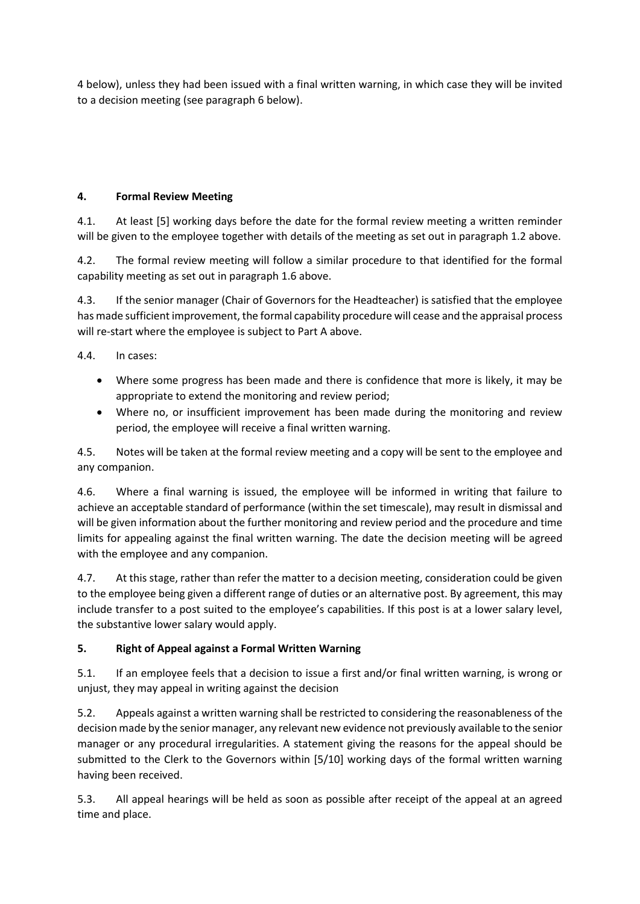4 below), unless they had been issued with a final written warning, in which case they will be invited to a decision meeting (see paragraph 6 below).

## 4. Formal Review Meeting

4.1. At least [5] working days before the date for the formal review meeting a written reminder will be given to the employee together with details of the meeting as set out in paragraph 1.2 above.

4.2. The formal review meeting will follow a similar procedure to that identified for the formal capability meeting as set out in paragraph 1.6 above.

4.3. If the senior manager (Chair of Governors for the Headteacher) is satisfied that the employee has made sufficient improvement, the formal capability procedure will cease and the appraisal process will re-start where the employee is subject to Part A above.

4.4. In cases:

- Where some progress has been made and there is confidence that more is likely, it may be appropriate to extend the monitoring and review period;
- Where no, or insufficient improvement has been made during the monitoring and review period, the employee will receive a final written warning.

4.5. Notes will be taken at the formal review meeting and a copy will be sent to the employee and any companion.

4.6. Where a final warning is issued, the employee will be informed in writing that failure to achieve an acceptable standard of performance (within the set timescale), may result in dismissal and will be given information about the further monitoring and review period and the procedure and time limits for appealing against the final written warning. The date the decision meeting will be agreed with the employee and any companion.

4.7. At this stage, rather than refer the matter to a decision meeting, consideration could be given to the employee being given a different range of duties or an alternative post. By agreement, this may include transfer to a post suited to the employee's capabilities. If this post is at a lower salary level, the substantive lower salary would apply.

## 5. Right of Appeal against a Formal Written Warning

5.1. If an employee feels that a decision to issue a first and/or final written warning, is wrong or unjust, they may appeal in writing against the decision

5.2. Appeals against a written warning shall be restricted to considering the reasonableness of the decision made by the senior manager, any relevant new evidence not previously available to the senior manager or any procedural irregularities. A statement giving the reasons for the appeal should be submitted to the Clerk to the Governors within [5/10] working days of the formal written warning having been received.

5.3. All appeal hearings will be held as soon as possible after receipt of the appeal at an agreed time and place.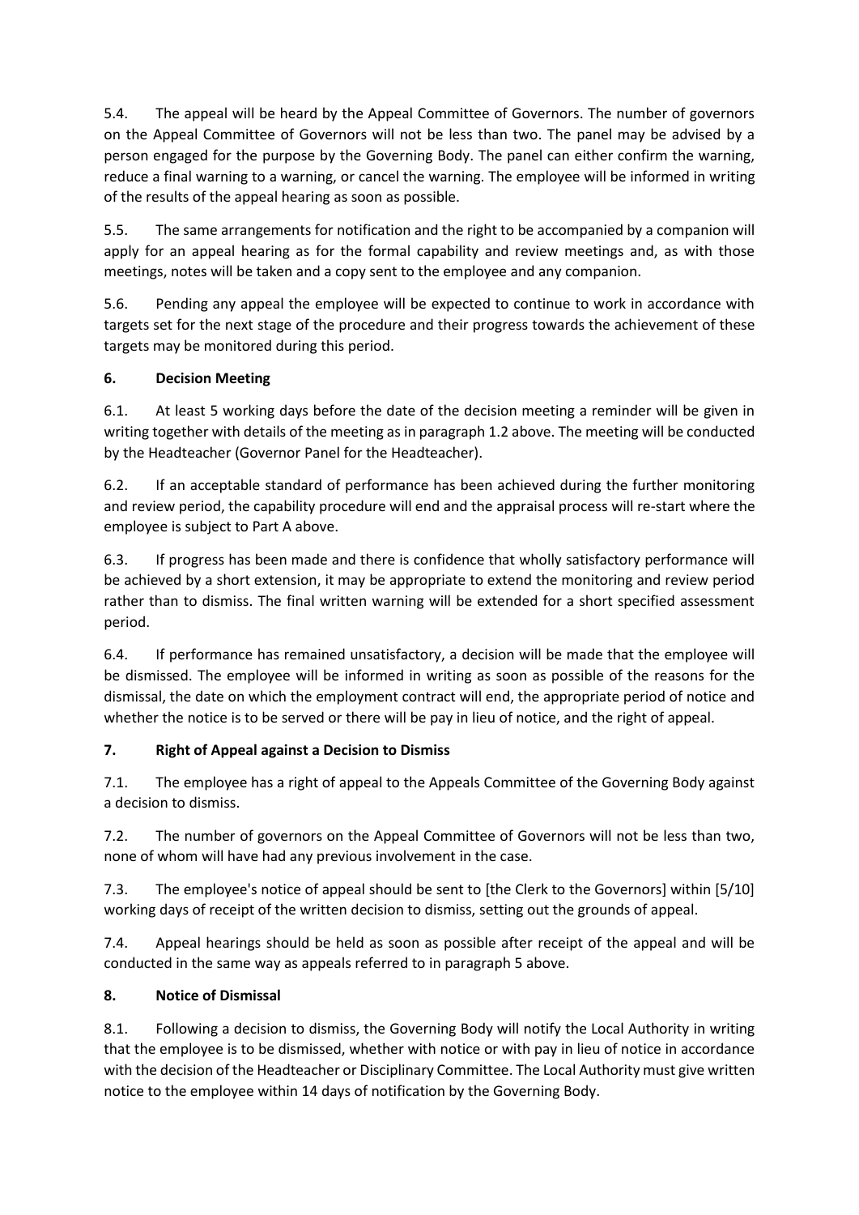5.4. The appeal will be heard by the Appeal Committee of Governors. The number of governors on the Appeal Committee of Governors will not be less than two. The panel may be advised by a person engaged for the purpose by the Governing Body. The panel can either confirm the warning, reduce a final warning to a warning, or cancel the warning. The employee will be informed in writing of the results of the appeal hearing as soon as possible.

5.5. The same arrangements for notification and the right to be accompanied by a companion will apply for an appeal hearing as for the formal capability and review meetings and, as with those meetings, notes will be taken and a copy sent to the employee and any companion.

5.6. Pending any appeal the employee will be expected to continue to work in accordance with targets set for the next stage of the procedure and their progress towards the achievement of these targets may be monitored during this period.

**6. Decision Meeting**

6.1. At least 5 working days before the date of the decision meeting a reminder will be given in writing together with details of the meeting as in paragraph 1.2 above. The meeting will be conducted by the Headteacher (Governor Panel for the Headteacher).

6.2. If an acceptable standard of performance has been achieved during the further monitoring and review period, the capability procedure will end and the appraisal process will re-start where the employee is subject to Part A above.

6.3. If progress has been made and there is confidence that wholly satisfactory performance will be achieved by a short extension, it may be appropriate to extend the monitoring and review period rather than to dismiss. The final written warning will be extended for a short specified assessment period.

6.4. If performance has remained unsatisfactory, a decision will be made that the employee will be dismissed. The employee will be informed in writing as soon as possible of the reasons for the dismissal, the date on which the employment contract will end, the appropriate period of notice and whether the notice is to be served or there will be pay in lieu of notice, and the right of appeal.

**7. Right of Appeal against a Decision to Dismiss**

7.1. The employee has a right of appeal to the Appeals Committee of the Governing Body against a decision to dismiss.

7.2. The number of governors on the Appeal Committee of Governors will not be less than two, none of whom will have had any previous involvement in the case.

7.3. The employee's notice of appeal should be sent to [the Clerk to the Governors] within [5/10] working days of receipt of the written decision to dismiss, setting out the grounds of appeal.

7.4. Appeal hearings should be held as soon as possible after receipt of the appeal and will be conducted in the same way as appeals referred to in paragraph 5 above.

**8. Notice of Dismissal**

8.1. Following a decision to dismiss, the Governing Body will notify the Local Authority in writing that the employee is to be dismissed, whether with notice or with pay in lieu of notice in accordance with the decision of the Headteacher or Disciplinary Committee. The Local Authority must give written notice to the employee within 14 days of notification by the Governing Body.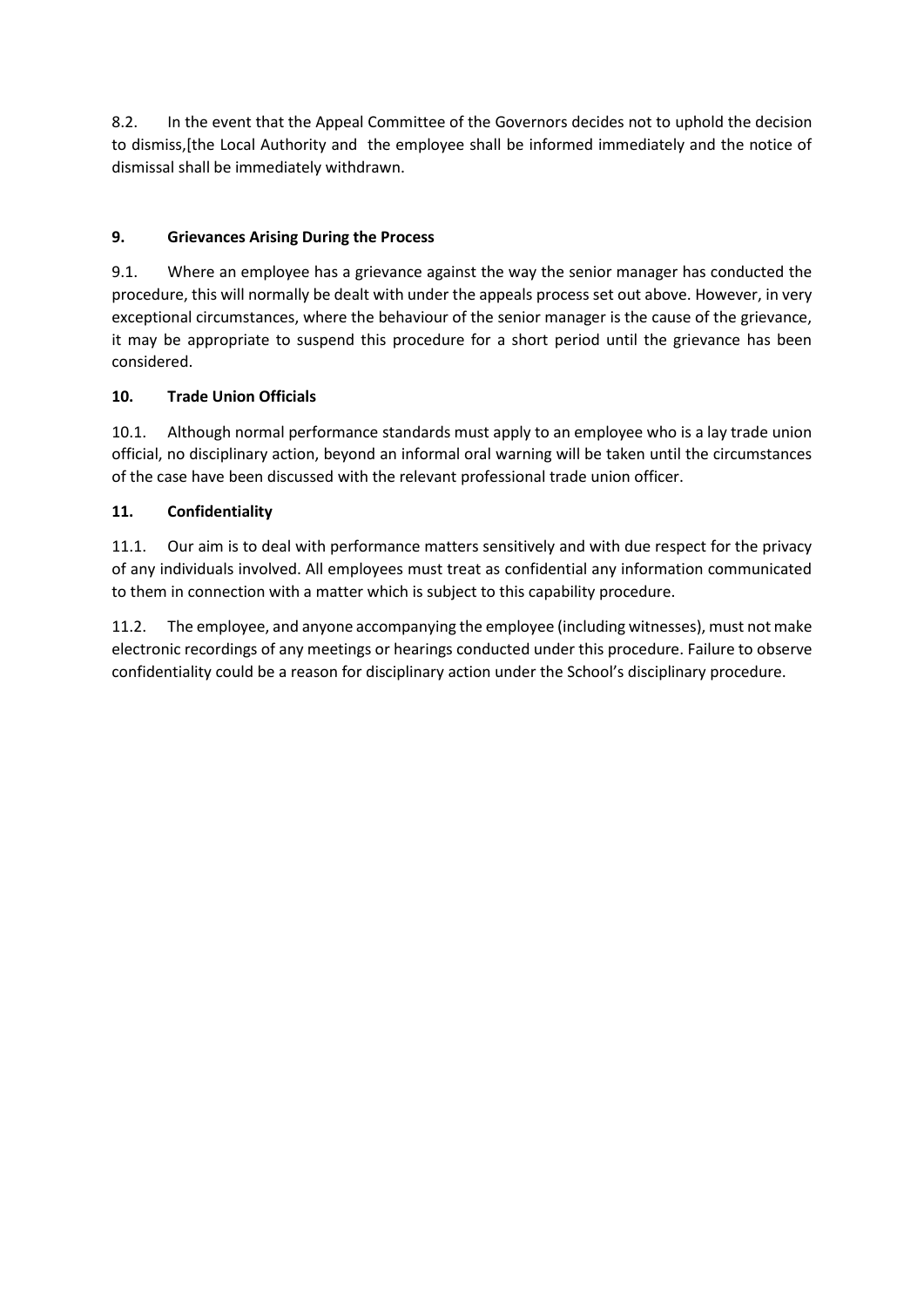8.2. In the event that the Appeal Committee of the Governors decides not to uphold the decision to dismiss,[the Local Authority and the employee shall be informed immediately and the notice of dismissal shall be immediately withdrawn.

## 9. Grievances Arising During the Process

9.1. Where an employee has a grievance against the way the senior manager has conducted the procedure, this will normally be dealt with under the appeals process set out above. However, in very exceptional circumstances, where the behaviour of the senior manager is the cause of the grievance, it may be appropriate to suspend this procedure for a short period until the grievance has been considered.

## 10. Trade Union Officials

10.1. Although normal performance standards must apply to an employee who is a lay trade union official, no disciplinary action, beyond an informal oral warning will be taken until the circumstances of the case have been discussed with the relevant professional trade union officer.

## 11. Confidentiality

11.1. Our aim is to deal with performance matters sensitively and with due respect for the privacy of any individuals involved. All employees must treat as confidential any information communicated to them in connection with a matter which is subject to this capability procedure.

11.2. The employee, and anyone accompanying the employee (including witnesses), must not make electronic recordings of any meetings or hearings conducted under this procedure. Failure to observe confidentiality could be a reason for disciplinary action under the School's disciplinary procedure.